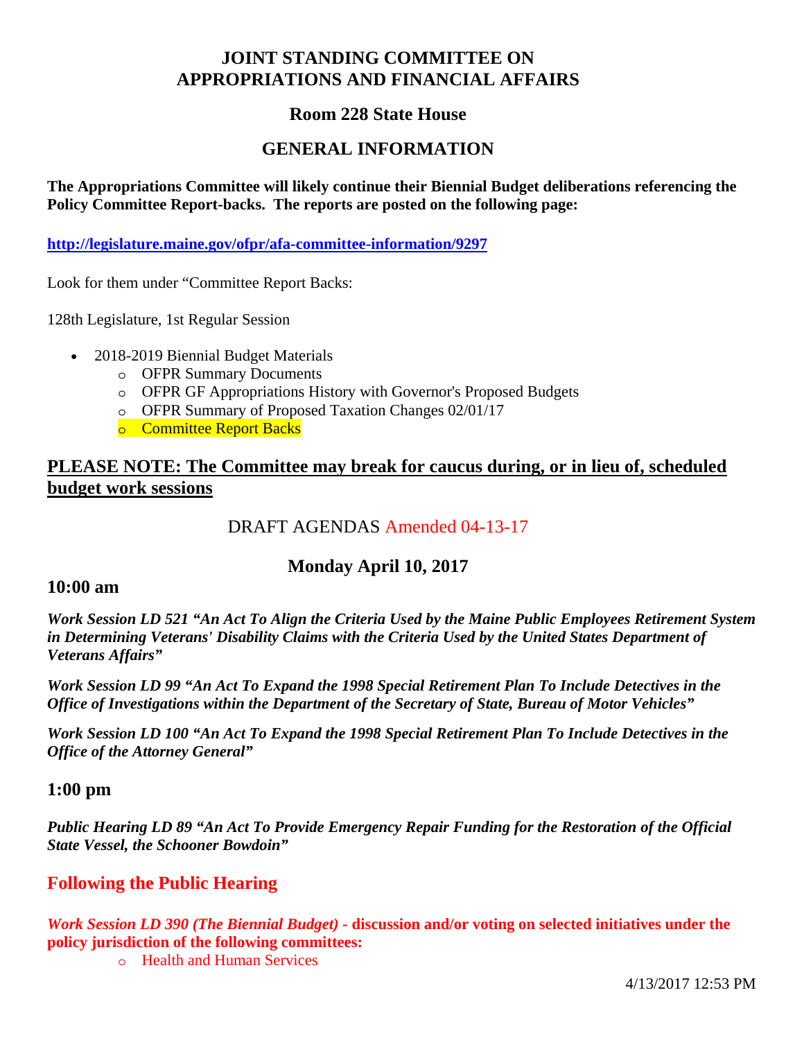# JOINT STANDING COMMITTEE ON APPROPRIATIONS AND FINANCIAL AFFAIRS

## Room 228 State House

## GENERAL INFORMATION

**The Appropriations Committee will likely continue their Biennial Budget deliberations referencing the Policy Committee Report-backs. The reports are posted on the following page:**

**http://legislature.maine.gov/ofpr/afa-committee-information/9297**

Look for them under "Committee Report Backs:

128th Legislature, 1st Regular Session

- 2018-2019 Biennial Budget Materials
  - OFPR Summary Documents
  - OFPR GF Appropriations History with Governor's Proposed Budgets
  - OFPR Summary of Proposed Taxation Changes 02/01/17
  - Committee Report Backs

**PLEASE NOTE: The Committee may break for caucus during, or in lieu of, scheduled budget work sessions**

DRAFT AGENDAS Amended 04-13-17

## Monday April 10, 2017

### 10:00 am

***Work Session LD 521 "An Act To Align the Criteria Used by the Maine Public Employees Retirement System in Determining Veterans' Disability Claims with the Criteria Used by the United States Department of Veterans Affairs"***

***Work Session LD 99 "An Act To Expand the 1998 Special Retirement Plan To Include Detectives in the Office of Investigations within the Department of the Secretary of State, Bureau of Motor Vehicles"***

***Work Session LD 100 "An Act To Expand the 1998 Special Retirement Plan To Include Detectives in the Office of the Attorney General"***

### 1:00 pm

***Public Hearing LD 89 "An Act To Provide Emergency Repair Funding for the Restoration of the Official State Vessel, the Schooner Bowdoin"***

### Following the Public Hearing

***Work Session LD 390 (The Biennial Budget)*** **- discussion and/or voting on selected initiatives under the policy jurisdiction of the following committees:**

- Health and Human Services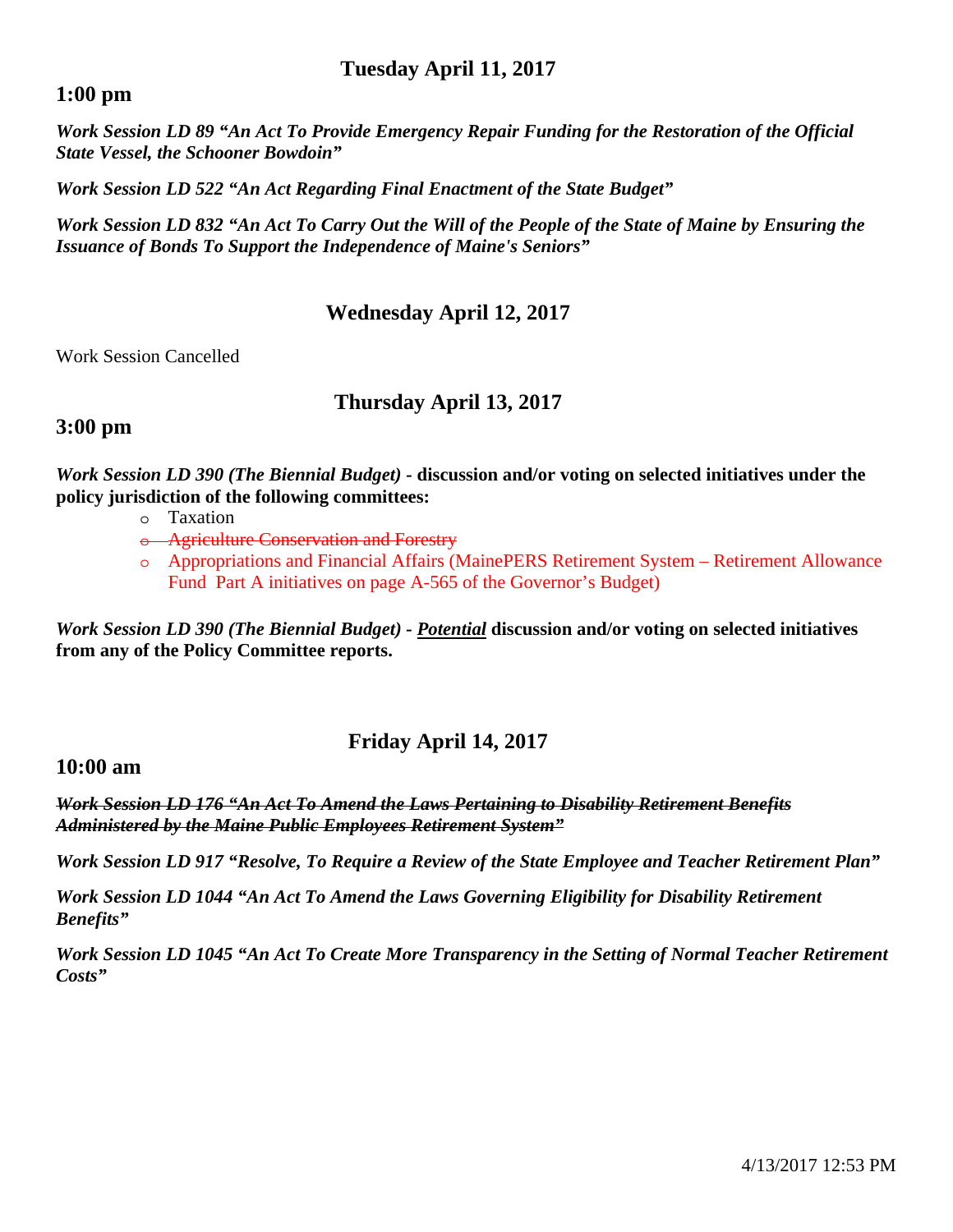## Tuesday April 11, 2017

### 1:00 pm

***Work Session LD 89 "An Act To Provide Emergency Repair Funding for the Restoration of the Official State Vessel, the Schooner Bowdoin"***

***Work Session LD 522 "An Act Regarding Final Enactment of the State Budget"***

***Work Session LD 832 "An Act To Carry Out the Will of the People of the State of Maine by Ensuring the Issuance of Bonds To Support the Independence of Maine's Seniors"***

## Wednesday April 12, 2017

Work Session Cancelled

## Thursday April 13, 2017

### 3:00 pm

***Work Session LD 390 (The Biennial Budget)* - discussion and/or voting on selected initiatives under the policy jurisdiction of the following committees:**

- Taxation
- ~~Agriculture Conservation and Forestry~~
- Appropriations and Financial Affairs (MainePERS Retirement System – Retirement Allowance Fund Part A initiatives on page A-565 of the Governor's Budget)

***Work Session LD 390 (The Biennial Budget)* - *Potential* discussion and/or voting on selected initiatives from any of the Policy Committee reports.**

## Friday April 14, 2017

### 10:00 am

~~***Work Session LD 176 "An Act To Amend the Laws Pertaining to Disability Retirement Benefits Administered by the Maine Public Employees Retirement System"***~~

***Work Session LD 917 "Resolve, To Require a Review of the State Employee and Teacher Retirement Plan"***

***Work Session LD 1044 "An Act To Amend the Laws Governing Eligibility for Disability Retirement Benefits"***

***Work Session LD 1045 "An Act To Create More Transparency in the Setting of Normal Teacher Retirement Costs"***

4/13/2017 12:53 PM